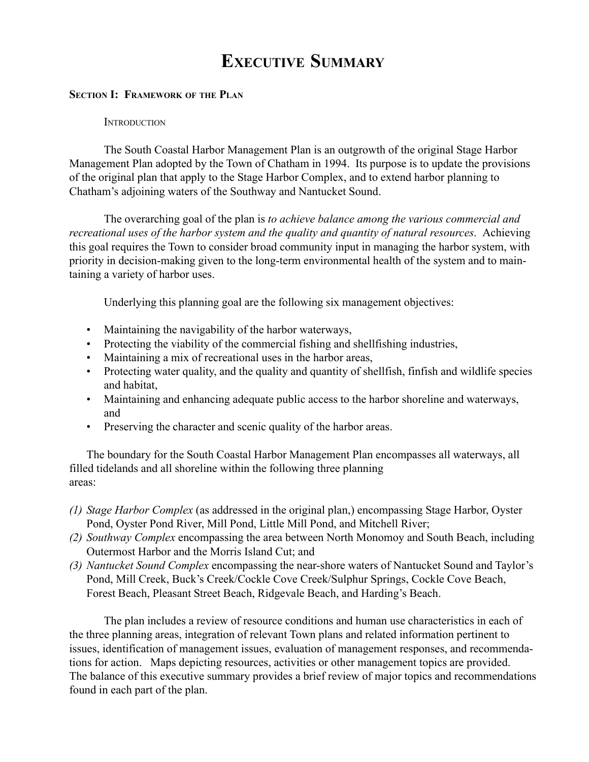# Executive Summary

## Section I: Framework of the Plan

### Introduction

The South Coastal Harbor Management Plan is an outgrowth of the original Stage Harbor Management Plan adopted by the Town of Chatham in 1994. Its purpose is to update the provisions of the original plan that apply to the Stage Harbor Complex, and to extend harbor planning to Chatham's adjoining waters of the Southway and Nantucket Sound.

The overarching goal of the plan is *to achieve balance among the various commercial and recreational uses of the harbor system and the quality and quantity of natural resources*. Achieving this goal requires the Town to consider broad community input in managing the harbor system, with priority in decision-making given to the long-term environmental health of the system and to maintaining a variety of harbor uses.

Underlying this planning goal are the following six management objectives:

- Maintaining the navigability of the harbor waterways,
- Protecting the viability of the commercial fishing and shellfishing industries,
- Maintaining a mix of recreational uses in the harbor areas,
- Protecting water quality, and the quality and quantity of shellfish, finfish and wildlife species and habitat,
- Maintaining and enhancing adequate public access to the harbor shoreline and waterways, and
- Preserving the character and scenic quality of the harbor areas.

The boundary for the South Coastal Harbor Management Plan encompasses all waterways, all filled tidelands and all shoreline within the following three planning areas:

*(1) Stage Harbor Complex* (as addressed in the original plan,) encompassing Stage Harbor, Oyster Pond, Oyster Pond River, Mill Pond, Little Mill Pond, and Mitchell River;
*(2) Southway Complex* encompassing the area between North Monomoy and South Beach, including Outermost Harbor and the Morris Island Cut; and
*(3) Nantucket Sound Complex* encompassing the near-shore waters of Nantucket Sound and Taylor's Pond, Mill Creek, Buck's Creek/Cockle Cove Creek/Sulphur Springs, Cockle Cove Beach, Forest Beach, Pleasant Street Beach, Ridgevale Beach, and Harding's Beach.

The plan includes a review of resource conditions and human use characteristics in each of the three planning areas, integration of relevant Town plans and related information pertinent to issues, identification of management issues, evaluation of management responses, and recommendations for action. Maps depicting resources, activities or other management topics are provided. The balance of this executive summary provides a brief review of major topics and recommendations found in each part of the plan.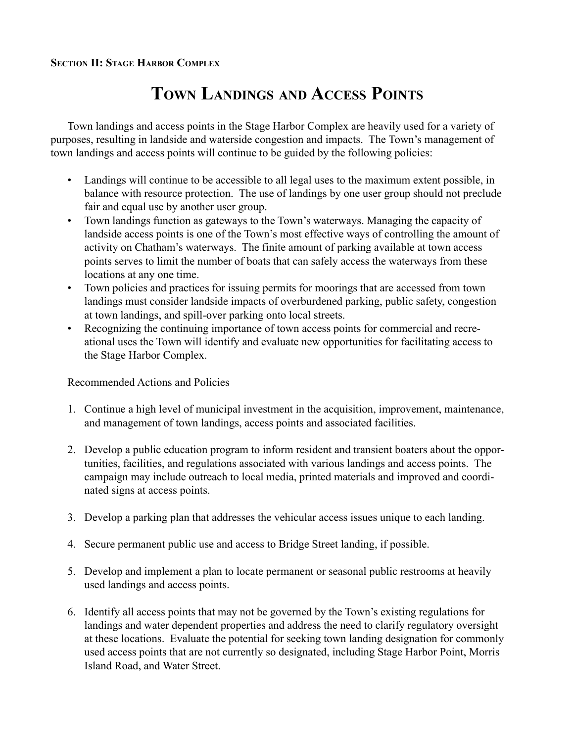**Section II: Stage Harbor Complex**

# Town Landings and Access Points

Town landings and access points in the Stage Harbor Complex are heavily used for a variety of purposes, resulting in landside and waterside congestion and impacts. The Town's management of town landings and access points will continue to be guided by the following policies:

- Landings will continue to be accessible to all legal uses to the maximum extent possible, in balance with resource protection. The use of landings by one user group should not preclude fair and equal use by another user group.
- Town landings function as gateways to the Town's waterways. Managing the capacity of landside access points is one of the Town's most effective ways of controlling the amount of activity on Chatham's waterways. The finite amount of parking available at town access points serves to limit the number of boats that can safely access the waterways from these locations at any one time.
- Town policies and practices for issuing permits for moorings that are accessed from town landings must consider landside impacts of overburdened parking, public safety, congestion at town landings, and spill-over parking onto local streets.
- Recognizing the continuing importance of town access points for commercial and recreational uses the Town will identify and evaluate new opportunities for facilitating access to the Stage Harbor Complex.

Recommended Actions and Policies

1. Continue a high level of municipal investment in the acquisition, improvement, maintenance, and management of town landings, access points and associated facilities.

2. Develop a public education program to inform resident and transient boaters about the opportunities, facilities, and regulations associated with various landings and access points. The campaign may include outreach to local media, printed materials and improved and coordinated signs at access points.

3. Develop a parking plan that addresses the vehicular access issues unique to each landing.

4. Secure permanent public use and access to Bridge Street landing, if possible.

5. Develop and implement a plan to locate permanent or seasonal public restrooms at heavily used landings and access points.

6. Identify all access points that may not be governed by the Town's existing regulations for landings and water dependent properties and address the need to clarify regulatory oversight at these locations. Evaluate the potential for seeking town landing designation for commonly used access points that are not currently so designated, including Stage Harbor Point, Morris Island Road, and Water Street.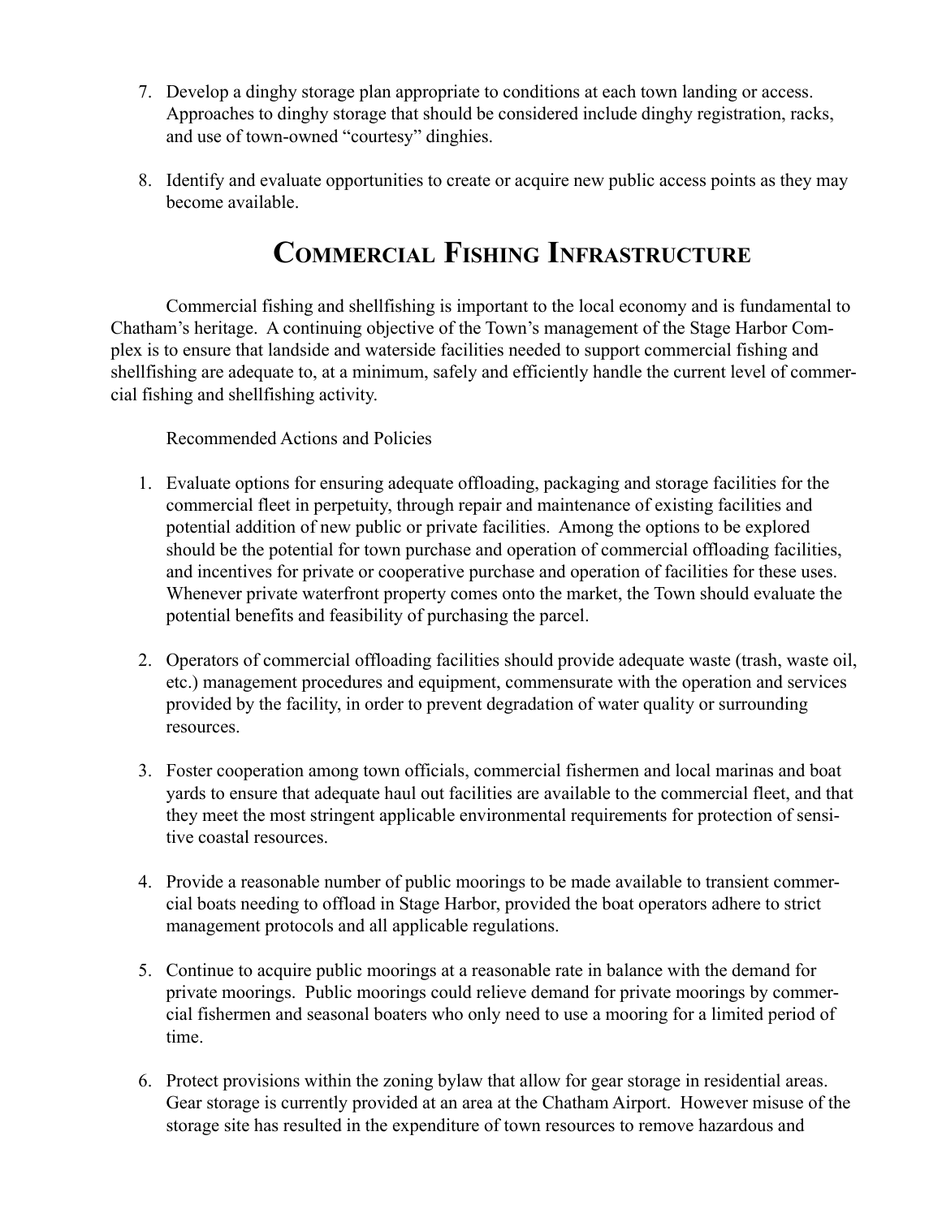7. Develop a dinghy storage plan appropriate to conditions at each town landing or access. Approaches to dinghy storage that should be considered include dinghy registration, racks, and use of town-owned “courtesy” dinghies.

8. Identify and evaluate opportunities to create or acquire new public access points as they may become available.

## Commercial Fishing Infrastructure

Commercial fishing and shellfishing is important to the local economy and is fundamental to Chatham’s heritage. A continuing objective of the Town’s management of the Stage Harbor Complex is to ensure that landside and waterside facilities needed to support commercial fishing and shellfishing are adequate to, at a minimum, safely and efficiently handle the current level of commercial fishing and shellfishing activity.

Recommended Actions and Policies

1. Evaluate options for ensuring adequate offloading, packaging and storage facilities for the commercial fleet in perpetuity, through repair and maintenance of existing facilities and potential addition of new public or private facilities. Among the options to be explored should be the potential for town purchase and operation of commercial offloading facilities, and incentives for private or cooperative purchase and operation of facilities for these uses. Whenever private waterfront property comes onto the market, the Town should evaluate the potential benefits and feasibility of purchasing the parcel.

2. Operators of commercial offloading facilities should provide adequate waste (trash, waste oil, etc.) management procedures and equipment, commensurate with the operation and services provided by the facility, in order to prevent degradation of water quality or surrounding resources.

3. Foster cooperation among town officials, commercial fishermen and local marinas and boat yards to ensure that adequate haul out facilities are available to the commercial fleet, and that they meet the most stringent applicable environmental requirements for protection of sensitive coastal resources.

4. Provide a reasonable number of public moorings to be made available to transient commercial boats needing to offload in Stage Harbor, provided the boat operators adhere to strict management protocols and all applicable regulations.

5. Continue to acquire public moorings at a reasonable rate in balance with the demand for private moorings. Public moorings could relieve demand for private moorings by commercial fishermen and seasonal boaters who only need to use a mooring for a limited period of time.

6. Protect provisions within the zoning bylaw that allow for gear storage in residential areas. Gear storage is currently provided at an area at the Chatham Airport. However misuse of the storage site has resulted in the expenditure of town resources to remove hazardous and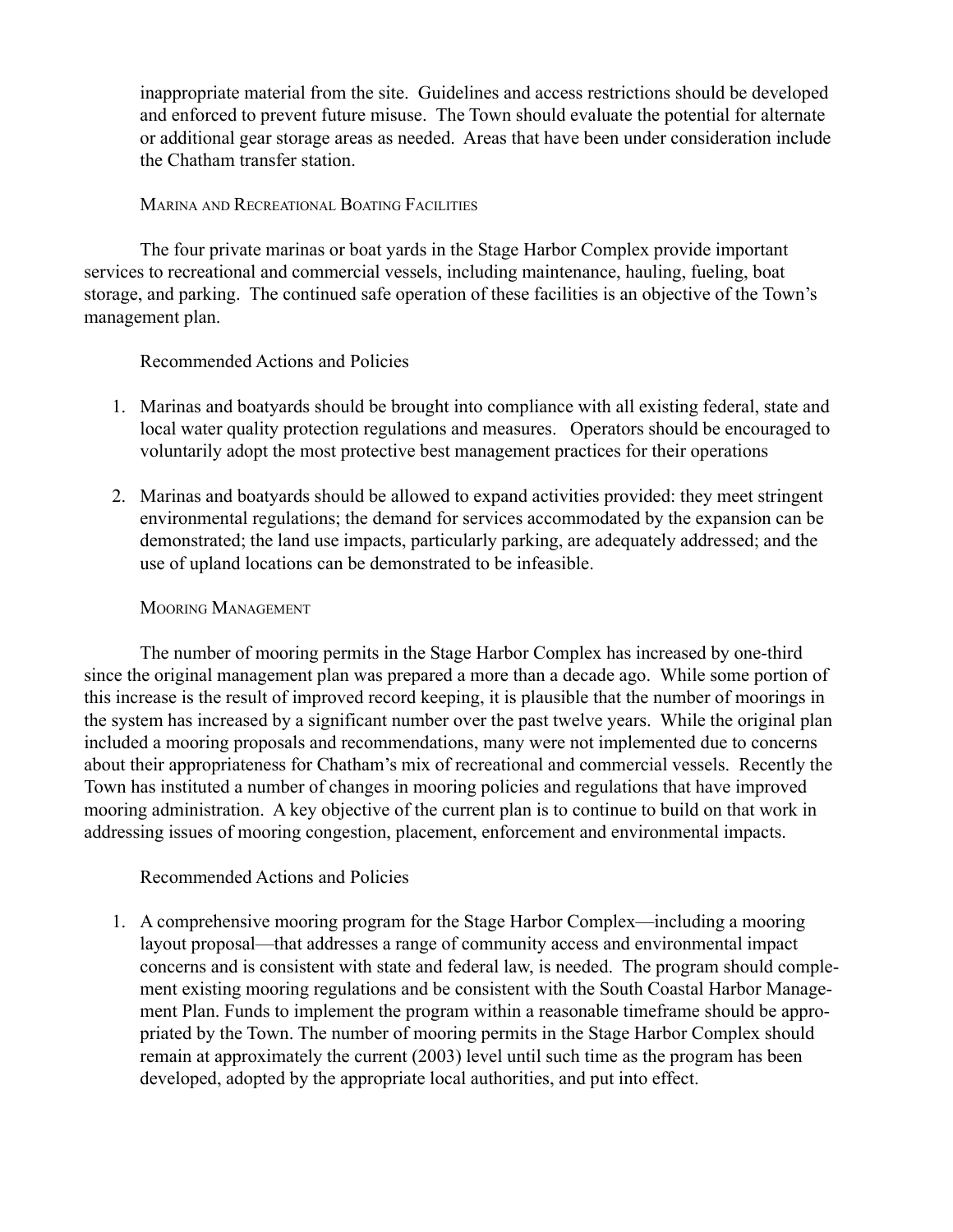inappropriate material from the site. Guidelines and access restrictions should be developed and enforced to prevent future misuse. The Town should evaluate the potential for alternate or additional gear storage areas as needed. Areas that have been under consideration include the Chatham transfer station.

### Marina and Recreational Boating Facilities

The four private marinas or boat yards in the Stage Harbor Complex provide important services to recreational and commercial vessels, including maintenance, hauling, fueling, boat storage, and parking. The continued safe operation of these facilities is an objective of the Town's management plan.

Recommended Actions and Policies

1. Marinas and boatyards should be brought into compliance with all existing federal, state and local water quality protection regulations and measures. Operators should be encouraged to voluntarily adopt the most protective best management practices for their operations
2. Marinas and boatyards should be allowed to expand activities provided: they meet stringent environmental regulations; the demand for services accommodated by the expansion can be demonstrated; the land use impacts, particularly parking, are adequately addressed; and the use of upland locations can be demonstrated to be infeasible.

### Mooring Management

The number of mooring permits in the Stage Harbor Complex has increased by one-third since the original management plan was prepared a more than a decade ago. While some portion of this increase is the result of improved record keeping, it is plausible that the number of moorings in the system has increased by a significant number over the past twelve years. While the original plan included a mooring proposals and recommendations, many were not implemented due to concerns about their appropriateness for Chatham's mix of recreational and commercial vessels. Recently the Town has instituted a number of changes in mooring policies and regulations that have improved mooring administration. A key objective of the current plan is to continue to build on that work in addressing issues of mooring congestion, placement, enforcement and environmental impacts.

Recommended Actions and Policies

1. A comprehensive mooring program for the Stage Harbor Complex—including a mooring layout proposal—that addresses a range of community access and environmental impact concerns and is consistent with state and federal law, is needed. The program should complement existing mooring regulations and be consistent with the South Coastal Harbor Management Plan. Funds to implement the program within a reasonable timeframe should be appropriated by the Town. The number of mooring permits in the Stage Harbor Complex should remain at approximately the current (2003) level until such time as the program has been developed, adopted by the appropriate local authorities, and put into effect.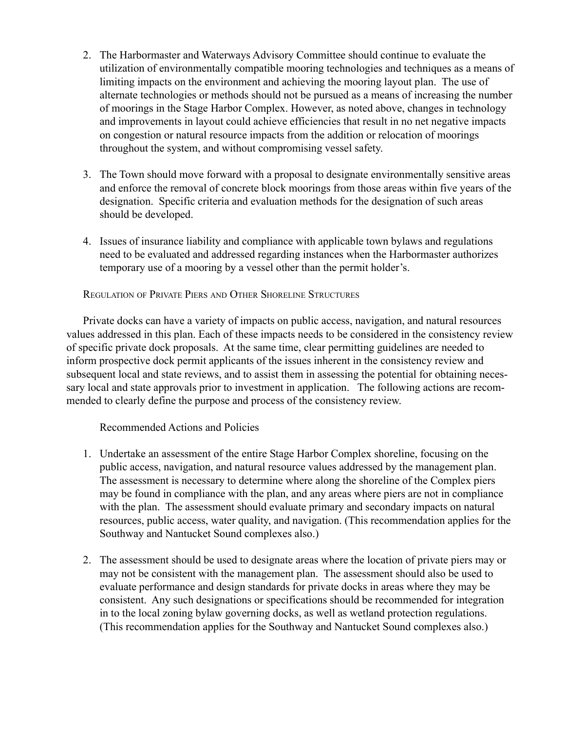2. The Harbormaster and Waterways Advisory Committee should continue to evaluate the utilization of environmentally compatible mooring technologies and techniques as a means of limiting impacts on the environment and achieving the mooring layout plan. The use of alternate technologies or methods should not be pursued as a means of increasing the number of moorings in the Stage Harbor Complex. However, as noted above, changes in technology and improvements in layout could achieve efficiencies that result in no net negative impacts on congestion or natural resource impacts from the addition or relocation of moorings throughout the system, and without compromising vessel safety.

3. The Town should move forward with a proposal to designate environmentally sensitive areas and enforce the removal of concrete block moorings from those areas within five years of the designation. Specific criteria and evaluation methods for the designation of such areas should be developed.

4. Issues of insurance liability and compliance with applicable town bylaws and regulations need to be evaluated and addressed regarding instances when the Harbormaster authorizes temporary use of a mooring by a vessel other than the permit holder's.

### Regulation of Private Piers and Other Shoreline Structures

Private docks can have a variety of impacts on public access, navigation, and natural resources values addressed in this plan. Each of these impacts needs to be considered in the consistency review of specific private dock proposals. At the same time, clear permitting guidelines are needed to inform prospective dock permit applicants of the issues inherent in the consistency review and subsequent local and state reviews, and to assist them in assessing the potential for obtaining necessary local and state approvals prior to investment in application. The following actions are recommended to clearly define the purpose and process of the consistency review.

Recommended Actions and Policies

1. Undertake an assessment of the entire Stage Harbor Complex shoreline, focusing on the public access, navigation, and natural resource values addressed by the management plan. The assessment is necessary to determine where along the shoreline of the Complex piers may be found in compliance with the plan, and any areas where piers are not in compliance with the plan. The assessment should evaluate primary and secondary impacts on natural resources, public access, water quality, and navigation. (This recommendation applies for the Southway and Nantucket Sound complexes also.)

2. The assessment should be used to designate areas where the location of private piers may or may not be consistent with the management plan. The assessment should also be used to evaluate performance and design standards for private docks in areas where they may be consistent. Any such designations or specifications should be recommended for integration in to the local zoning bylaw governing docks, as well as wetland protection regulations. (This recommendation applies for the Southway and Nantucket Sound complexes also.)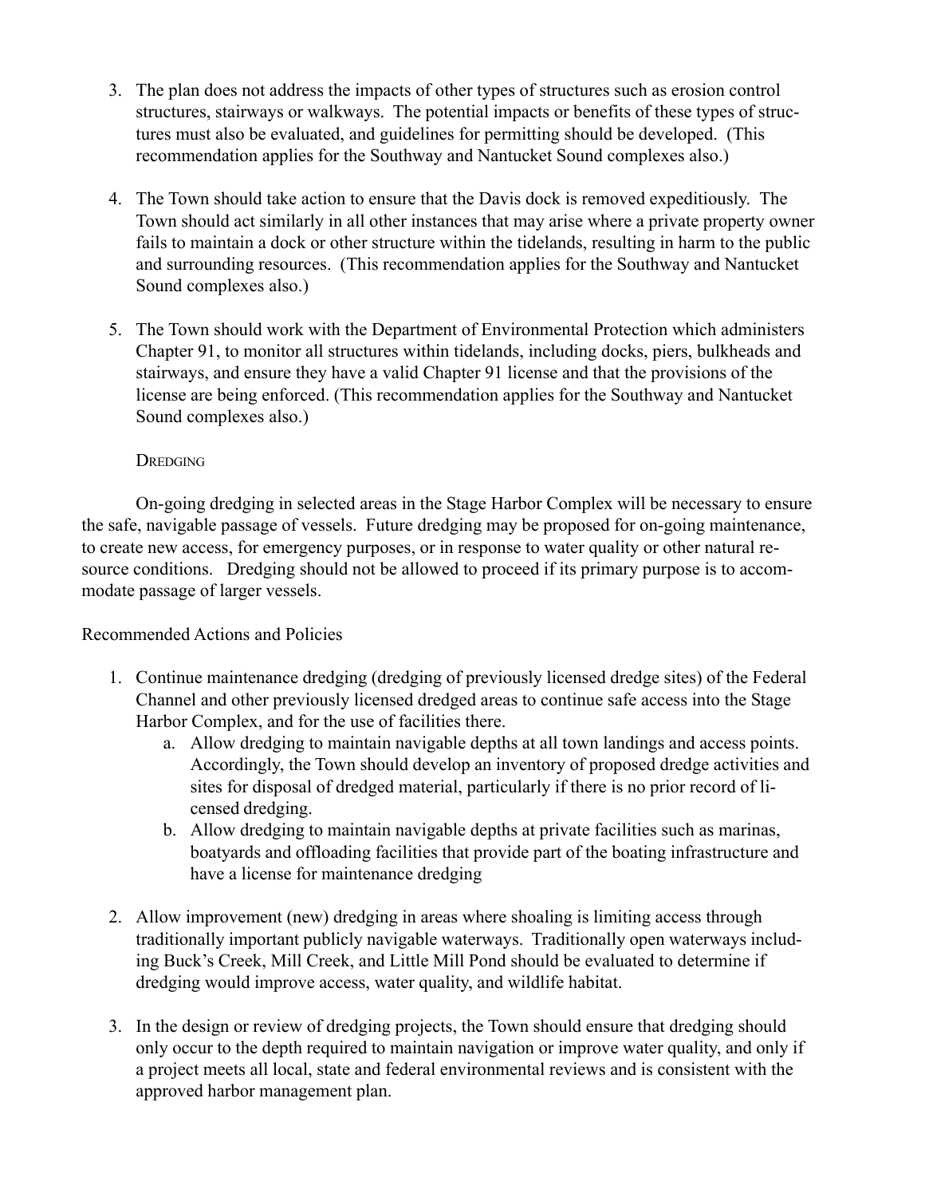3. The plan does not address the impacts of other types of structures such as erosion control structures, stairways or walkways. The potential impacts or benefits of these types of structures must also be evaluated, and guidelines for permitting should be developed. (This recommendation applies for the Southway and Nantucket Sound complexes also.)

4. The Town should take action to ensure that the Davis dock is removed expeditiously. The Town should act similarly in all other instances that may arise where a private property owner fails to maintain a dock or other structure within the tidelands, resulting in harm to the public and surrounding resources. (This recommendation applies for the Southway and Nantucket Sound complexes also.)

5. The Town should work with the Department of Environmental Protection which administers Chapter 91, to monitor all structures within tidelands, including docks, piers, bulkheads and stairways, and ensure they have a valid Chapter 91 license and that the provisions of the license are being enforced. (This recommendation applies for the Southway and Nantucket Sound complexes also.)

### Dredging

On-going dredging in selected areas in the Stage Harbor Complex will be necessary to ensure the safe, navigable passage of vessels. Future dredging may be proposed for on-going maintenance, to create new access, for emergency purposes, or in response to water quality or other natural resource conditions. Dredging should not be allowed to proceed if its primary purpose is to accommodate passage of larger vessels.

Recommended Actions and Policies

1. Continue maintenance dredging (dredging of previously licensed dredge sites) of the Federal Channel and other previously licensed dredged areas to continue safe access into the Stage Harbor Complex, and for the use of facilities there.
   a. Allow dredging to maintain navigable depths at all town landings and access points. Accordingly, the Town should develop an inventory of proposed dredge activities and sites for disposal of dredged material, particularly if there is no prior record of licensed dredging.
   b. Allow dredging to maintain navigable depths at private facilities such as marinas, boatyards and offloading facilities that provide part of the boating infrastructure and have a license for maintenance dredging

2. Allow improvement (new) dredging in areas where shoaling is limiting access through traditionally important publicly navigable waterways. Traditionally open waterways including Buck's Creek, Mill Creek, and Little Mill Pond should be evaluated to determine if dredging would improve access, water quality, and wildlife habitat.

3. In the design or review of dredging projects, the Town should ensure that dredging should only occur to the depth required to maintain navigation or improve water quality, and only if a project meets all local, state and federal environmental reviews and is consistent with the approved harbor management plan.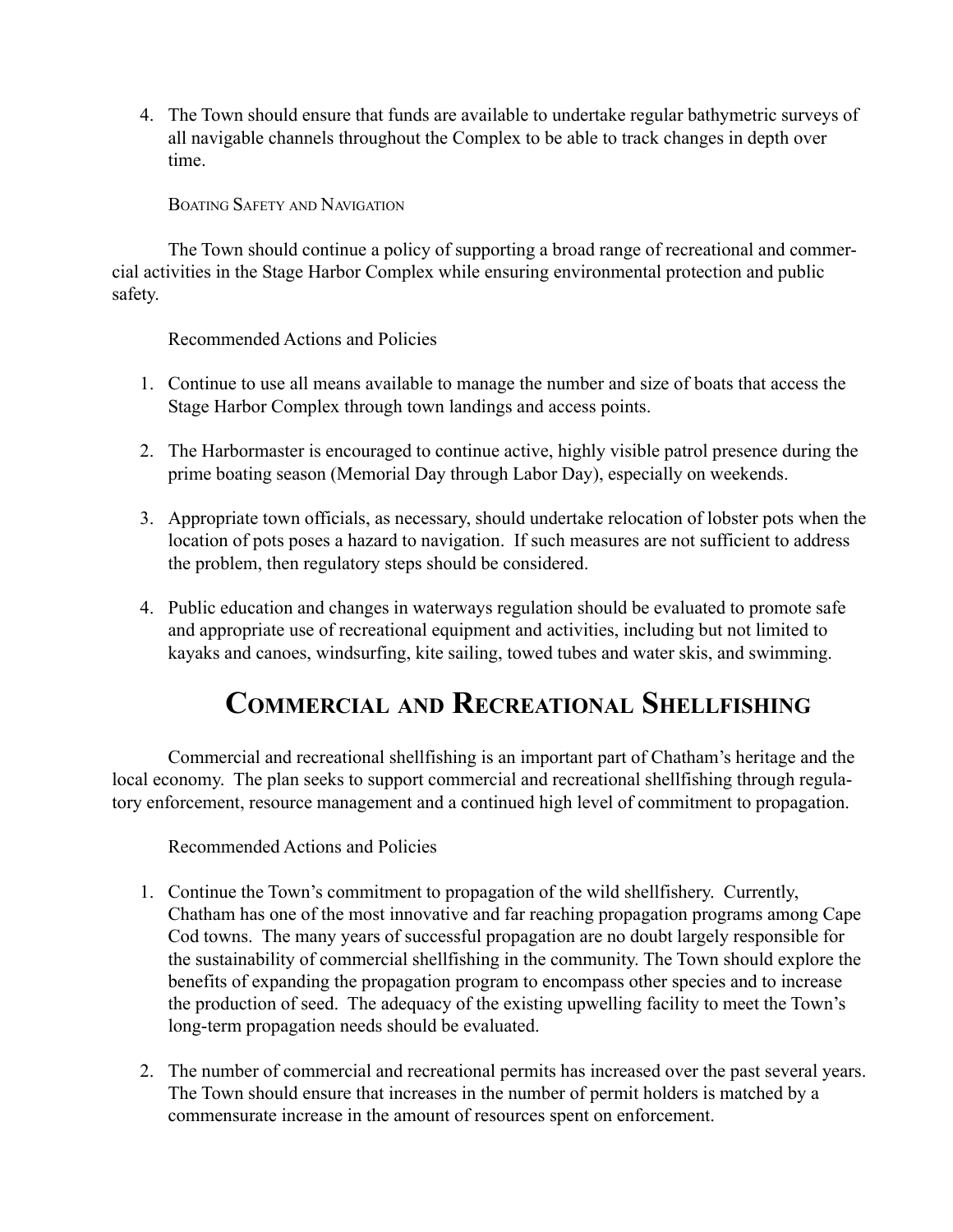4. The Town should ensure that funds are available to undertake regular bathymetric surveys of all navigable channels throughout the Complex to be able to track changes in depth over time.

### Boating Safety and Navigation

The Town should continue a policy of supporting a broad range of recreational and commercial activities in the Stage Harbor Complex while ensuring environmental protection and public safety.

Recommended Actions and Policies

1. Continue to use all means available to manage the number and size of boats that access the Stage Harbor Complex through town landings and access points.

2. The Harbormaster is encouraged to continue active, highly visible patrol presence during the prime boating season (Memorial Day through Labor Day), especially on weekends.

3. Appropriate town officials, as necessary, should undertake relocation of lobster pots when the location of pots poses a hazard to navigation. If such measures are not sufficient to address the problem, then regulatory steps should be considered.

4. Public education and changes in waterways regulation should be evaluated to promote safe and appropriate use of recreational equipment and activities, including but not limited to kayaks and canoes, windsurfing, kite sailing, towed tubes and water skis, and swimming.

## Commercial and Recreational Shellfishing

Commercial and recreational shellfishing is an important part of Chatham's heritage and the local economy. The plan seeks to support commercial and recreational shellfishing through regulatory enforcement, resource management and a continued high level of commitment to propagation.

Recommended Actions and Policies

1. Continue the Town's commitment to propagation of the wild shellfishery. Currently, Chatham has one of the most innovative and far reaching propagation programs among Cape Cod towns. The many years of successful propagation are no doubt largely responsible for the sustainability of commercial shellfishing in the community. The Town should explore the benefits of expanding the propagation program to encompass other species and to increase the production of seed. The adequacy of the existing upwelling facility to meet the Town's long-term propagation needs should be evaluated.

2. The number of commercial and recreational permits has increased over the past several years. The Town should ensure that increases in the number of permit holders is matched by a commensurate increase in the amount of resources spent on enforcement.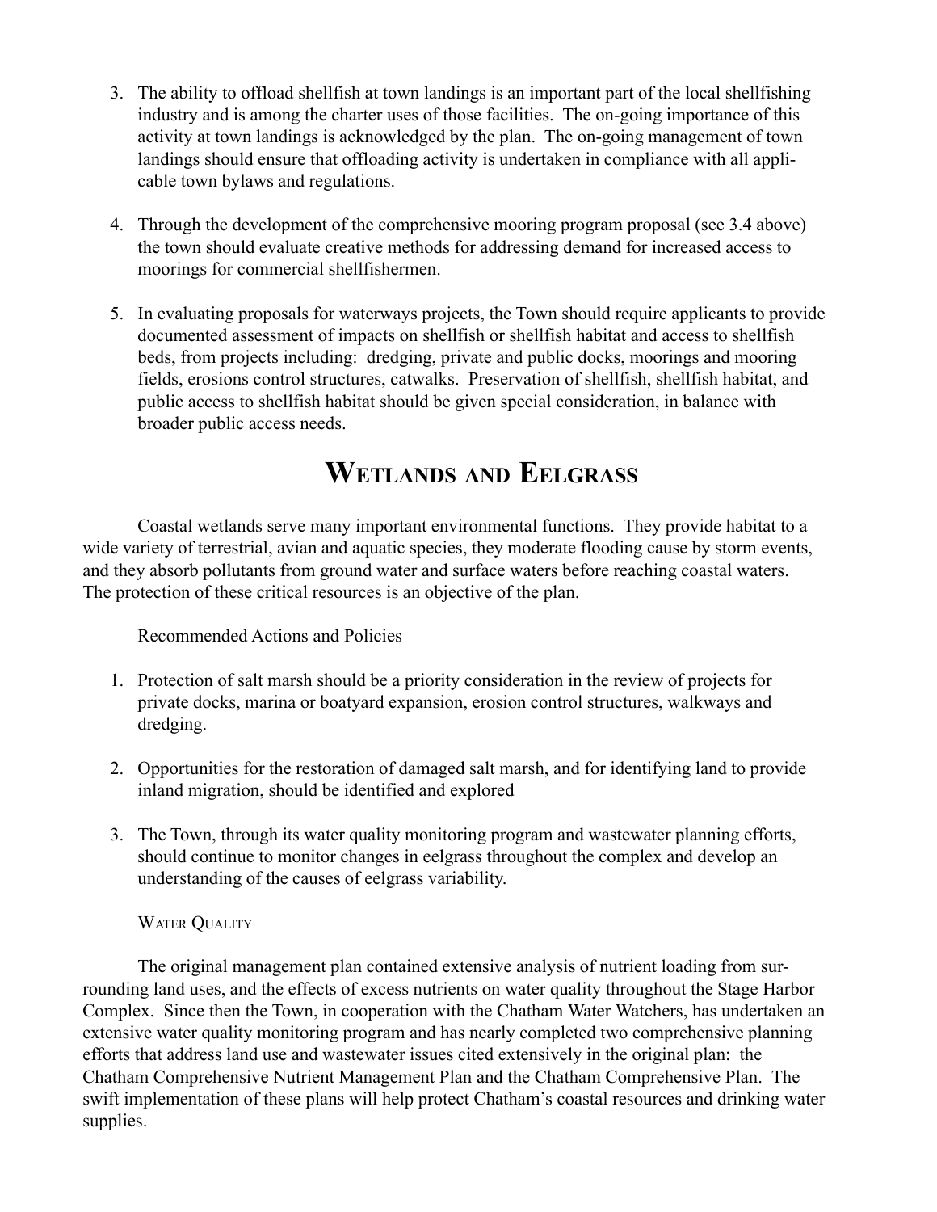3. The ability to offload shellfish at town landings is an important part of the local shellfishing industry and is among the charter uses of those facilities. The on-going importance of this activity at town landings is acknowledged by the plan. The on-going management of town landings should ensure that offloading activity is undertaken in compliance with all applicable town bylaws and regulations.

4. Through the development of the comprehensive mooring program proposal (see 3.4 above) the town should evaluate creative methods for addressing demand for increased access to moorings for commercial shellfishermen.

5. In evaluating proposals for waterways projects, the Town should require applicants to provide documented assessment of impacts on shellfish or shellfish habitat and access to shellfish beds, from projects including: dredging, private and public docks, moorings and mooring fields, erosions control structures, catwalks. Preservation of shellfish, shellfish habitat, and public access to shellfish habitat should be given special consideration, in balance with broader public access needs.

## Wetlands and Eelgrass

Coastal wetlands serve many important environmental functions. They provide habitat to a wide variety of terrestrial, avian and aquatic species, they moderate flooding cause by storm events, and they absorb pollutants from ground water and surface waters before reaching coastal waters. The protection of these critical resources is an objective of the plan.

Recommended Actions and Policies

1. Protection of salt marsh should be a priority consideration in the review of projects for private docks, marina or boatyard expansion, erosion control structures, walkways and dredging.

2. Opportunities for the restoration of damaged salt marsh, and for identifying land to provide inland migration, should be identified and explored

3. The Town, through its water quality monitoring program and wastewater planning efforts, should continue to monitor changes in eelgrass throughout the complex and develop an understanding of the causes of eelgrass variability.

### Water Quality

The original management plan contained extensive analysis of nutrient loading from surrounding land uses, and the effects of excess nutrients on water quality throughout the Stage Harbor Complex. Since then the Town, in cooperation with the Chatham Water Watchers, has undertaken an extensive water quality monitoring program and has nearly completed two comprehensive planning efforts that address land use and wastewater issues cited extensively in the original plan: the Chatham Comprehensive Nutrient Management Plan and the Chatham Comprehensive Plan. The swift implementation of these plans will help protect Chatham's coastal resources and drinking water supplies.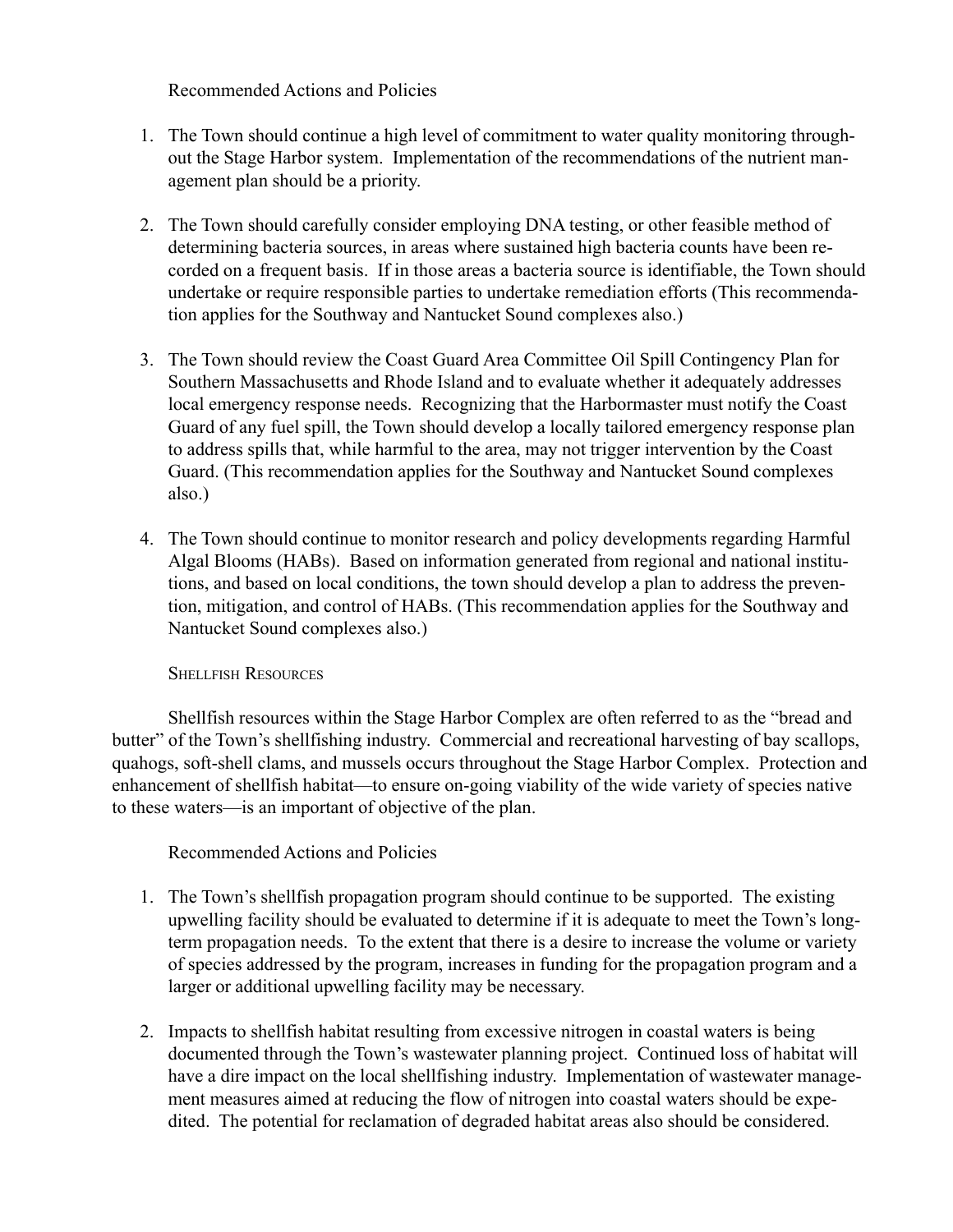Recommended Actions and Policies

1. The Town should continue a high level of commitment to water quality monitoring throughout the Stage Harbor system. Implementation of the recommendations of the nutrient management plan should be a priority.

2. The Town should carefully consider employing DNA testing, or other feasible method of determining bacteria sources, in areas where sustained high bacteria counts have been recorded on a frequent basis. If in those areas a bacteria source is identifiable, the Town should undertake or require responsible parties to undertake remediation efforts (This recommendation applies for the Southway and Nantucket Sound complexes also.)

3. The Town should review the Coast Guard Area Committee Oil Spill Contingency Plan for Southern Massachusetts and Rhode Island and to evaluate whether it adequately addresses local emergency response needs. Recognizing that the Harbormaster must notify the Coast Guard of any fuel spill, the Town should develop a locally tailored emergency response plan to address spills that, while harmful to the area, may not trigger intervention by the Coast Guard. (This recommendation applies for the Southway and Nantucket Sound complexes also.)

4. The Town should continue to monitor research and policy developments regarding Harmful Algal Blooms (HABs). Based on information generated from regional and national institutions, and based on local conditions, the town should develop a plan to address the prevention, mitigation, and control of HABs. (This recommendation applies for the Southway and Nantucket Sound complexes also.)

### Shellfish Resources

Shellfish resources within the Stage Harbor Complex are often referred to as the "bread and butter" of the Town's shellfishing industry. Commercial and recreational harvesting of bay scallops, quahogs, soft-shell clams, and mussels occurs throughout the Stage Harbor Complex. Protection and enhancement of shellfish habitat—to ensure on-going viability of the wide variety of species native to these waters—is an important of objective of the plan.

Recommended Actions and Policies

1. The Town's shellfish propagation program should continue to be supported. The existing upwelling facility should be evaluated to determine if it is adequate to meet the Town's long-term propagation needs. To the extent that there is a desire to increase the volume or variety of species addressed by the program, increases in funding for the propagation program and a larger or additional upwelling facility may be necessary.

2. Impacts to shellfish habitat resulting from excessive nitrogen in coastal waters is being documented through the Town's wastewater planning project. Continued loss of habitat will have a dire impact on the local shellfishing industry. Implementation of wastewater management measures aimed at reducing the flow of nitrogen into coastal waters should be expedited. The potential for reclamation of degraded habitat areas also should be considered.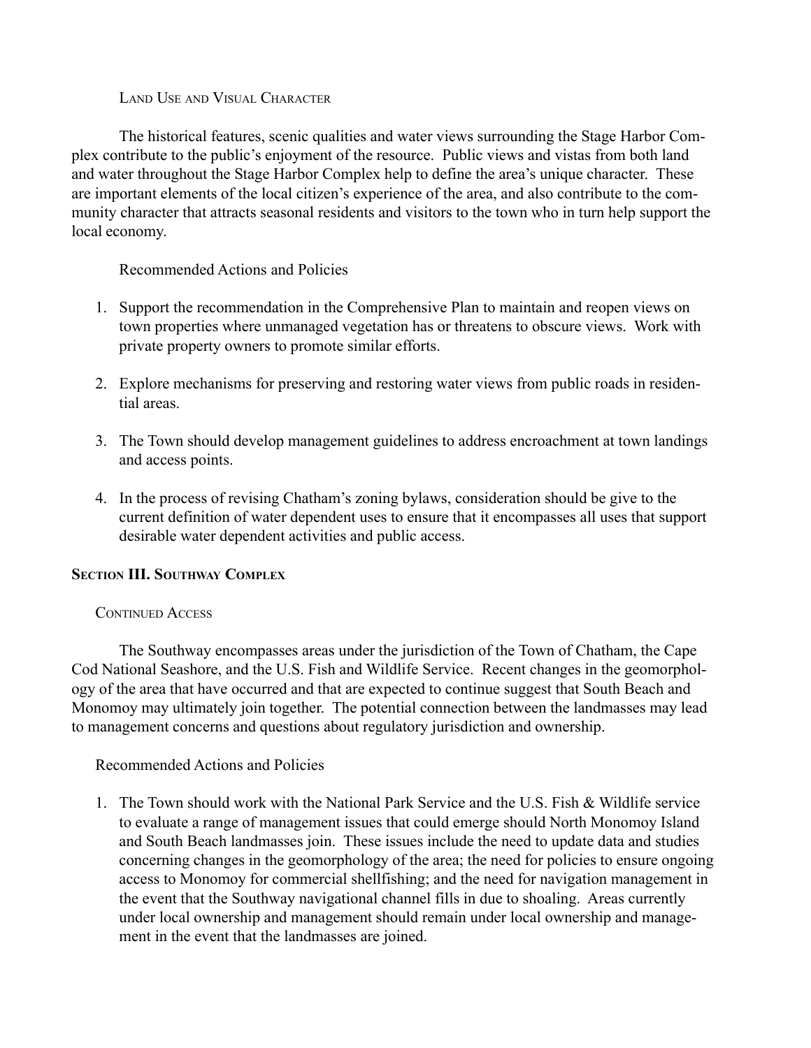#### Land Use and Visual Character

The historical features, scenic qualities and water views surrounding the Stage Harbor Complex contribute to the public's enjoyment of the resource. Public views and vistas from both land and water throughout the Stage Harbor Complex help to define the area's unique character. These are important elements of the local citizen's experience of the area, and also contribute to the community character that attracts seasonal residents and visitors to the town who in turn help support the local economy.

Recommended Actions and Policies

1. Support the recommendation in the Comprehensive Plan to maintain and reopen views on town properties where unmanaged vegetation has or threatens to obscure views. Work with private property owners to promote similar efforts.

2. Explore mechanisms for preserving and restoring water views from public roads in residential areas.

3. The Town should develop management guidelines to address encroachment at town landings and access points.

4. In the process of revising Chatham's zoning bylaws, consideration should be give to the current definition of water dependent uses to ensure that it encompasses all uses that support desirable water dependent activities and public access.

### Section III. Southway Complex

#### Continued Access

The Southway encompasses areas under the jurisdiction of the Town of Chatham, the Cape Cod National Seashore, and the U.S. Fish and Wildlife Service. Recent changes in the geomorphology of the area that have occurred and that are expected to continue suggest that South Beach and Monomoy may ultimately join together. The potential connection between the landmasses may lead to management concerns and questions about regulatory jurisdiction and ownership.

Recommended Actions and Policies

1. The Town should work with the National Park Service and the U.S. Fish & Wildlife service to evaluate a range of management issues that could emerge should North Monomoy Island and South Beach landmasses join. These issues include the need to update data and studies concerning changes in the geomorphology of the area; the need for policies to ensure ongoing access to Monomoy for commercial shellfishing; and the need for navigation management in the event that the Southway navigational channel fills in due to shoaling. Areas currently under local ownership and management should remain under local ownership and management in the event that the landmasses are joined.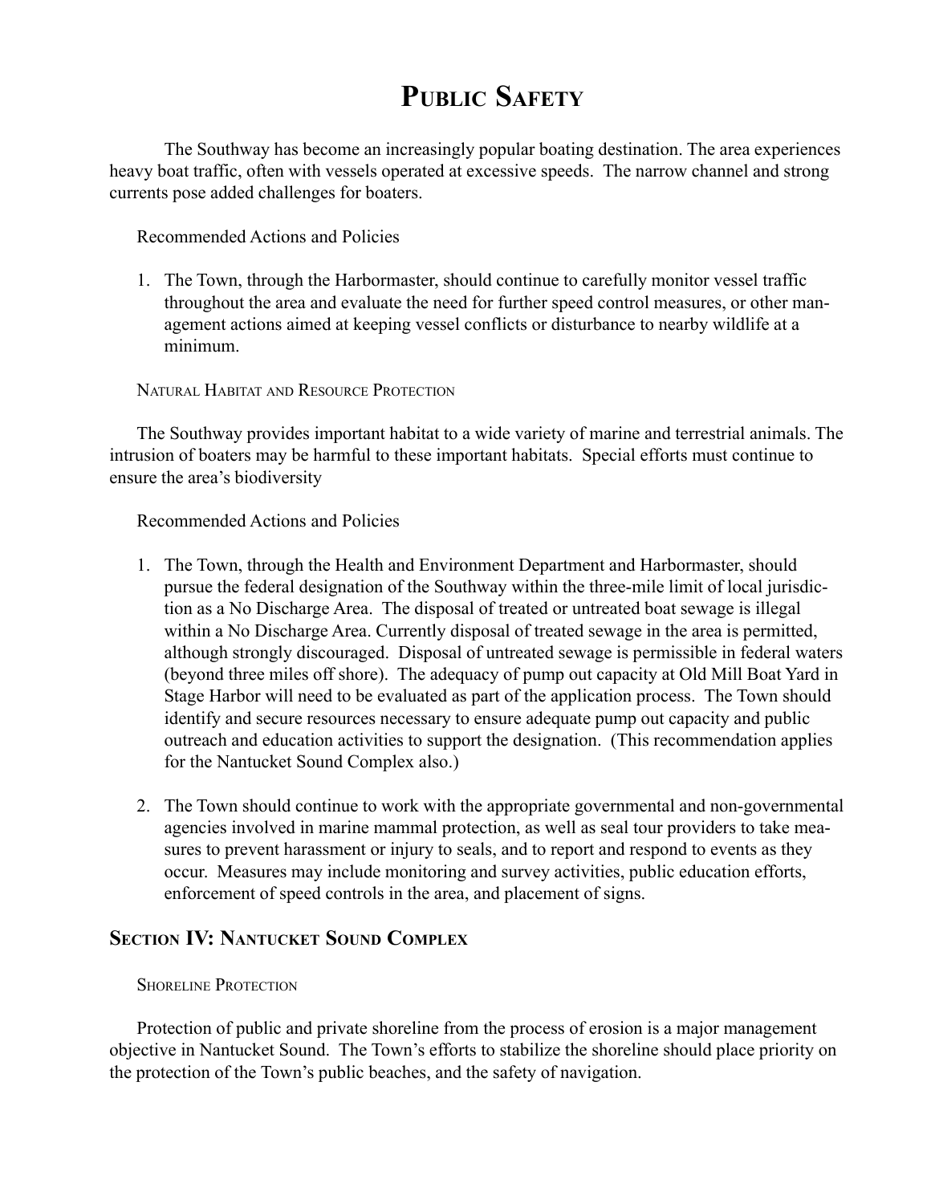# Public Safety

The Southway has become an increasingly popular boating destination. The area experiences heavy boat traffic, often with vessels operated at excessive speeds. The narrow channel and strong currents pose added challenges for boaters.

Recommended Actions and Policies

1. The Town, through the Harbormaster, should continue to carefully monitor vessel traffic throughout the area and evaluate the need for further speed control measures, or other management actions aimed at keeping vessel conflicts or disturbance to nearby wildlife at a minimum.

### Natural Habitat and Resource Protection

The Southway provides important habitat to a wide variety of marine and terrestrial animals. The intrusion of boaters may be harmful to these important habitats. Special efforts must continue to ensure the area's biodiversity

Recommended Actions and Policies

1. The Town, through the Health and Environment Department and Harbormaster, should pursue the federal designation of the Southway within the three-mile limit of local jurisdiction as a No Discharge Area. The disposal of treated or untreated boat sewage is illegal within a No Discharge Area. Currently disposal of treated sewage in the area is permitted, although strongly discouraged. Disposal of untreated sewage is permissible in federal waters (beyond three miles off shore). The adequacy of pump out capacity at Old Mill Boat Yard in Stage Harbor will need to be evaluated as part of the application process. The Town should identify and secure resources necessary to ensure adequate pump out capacity and public outreach and education activities to support the designation. (This recommendation applies for the Nantucket Sound Complex also.)

2. The Town should continue to work with the appropriate governmental and non-governmental agencies involved in marine mammal protection, as well as seal tour providers to take measures to prevent harassment or injury to seals, and to report and respond to events as they occur. Measures may include monitoring and survey activities, public education efforts, enforcement of speed controls in the area, and placement of signs.

## Section IV: Nantucket Sound Complex

### Shoreline Protection

Protection of public and private shoreline from the process of erosion is a major management objective in Nantucket Sound. The Town's efforts to stabilize the shoreline should place priority on the protection of the Town's public beaches, and the safety of navigation.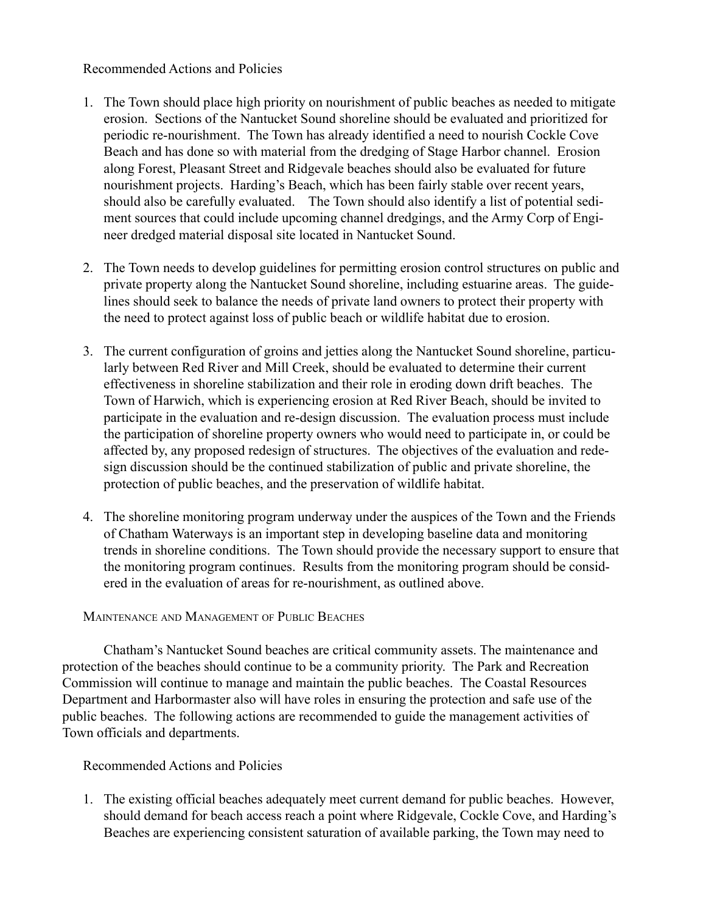Recommended Actions and Policies

1. The Town should place high priority on nourishment of public beaches as needed to mitigate erosion. Sections of the Nantucket Sound shoreline should be evaluated and prioritized for periodic re-nourishment. The Town has already identified a need to nourish Cockle Cove Beach and has done so with material from the dredging of Stage Harbor channel. Erosion along Forest, Pleasant Street and Ridgevale beaches should also be evaluated for future nourishment projects. Harding's Beach, which has been fairly stable over recent years, should also be carefully evaluated. The Town should also identify a list of potential sediment sources that could include upcoming channel dredgings, and the Army Corp of Engineer dredged material disposal site located in Nantucket Sound.

2. The Town needs to develop guidelines for permitting erosion control structures on public and private property along the Nantucket Sound shoreline, including estuarine areas. The guidelines should seek to balance the needs of private land owners to protect their property with the need to protect against loss of public beach or wildlife habitat due to erosion.

3. The current configuration of groins and jetties along the Nantucket Sound shoreline, particularly between Red River and Mill Creek, should be evaluated to determine their current effectiveness in shoreline stabilization and their role in eroding down drift beaches. The Town of Harwich, which is experiencing erosion at Red River Beach, should be invited to participate in the evaluation and re-design discussion. The evaluation process must include the participation of shoreline property owners who would need to participate in, or could be affected by, any proposed redesign of structures. The objectives of the evaluation and redesign discussion should be the continued stabilization of public and private shoreline, the protection of public beaches, and the preservation of wildlife habitat.

4. The shoreline monitoring program underway under the auspices of the Town and the Friends of Chatham Waterways is an important step in developing baseline data and monitoring trends in shoreline conditions. The Town should provide the necessary support to ensure that the monitoring program continues. Results from the monitoring program should be considered in the evaluation of areas for re-nourishment, as outlined above.

### Maintenance and Management of Public Beaches

Chatham's Nantucket Sound beaches are critical community assets. The maintenance and protection of the beaches should continue to be a community priority. The Park and Recreation Commission will continue to manage and maintain the public beaches. The Coastal Resources Department and Harbormaster also will have roles in ensuring the protection and safe use of the public beaches. The following actions are recommended to guide the management activities of Town officials and departments.

Recommended Actions and Policies

1. The existing official beaches adequately meet current demand for public beaches. However, should demand for beach access reach a point where Ridgevale, Cockle Cove, and Harding's Beaches are experiencing consistent saturation of available parking, the Town may need to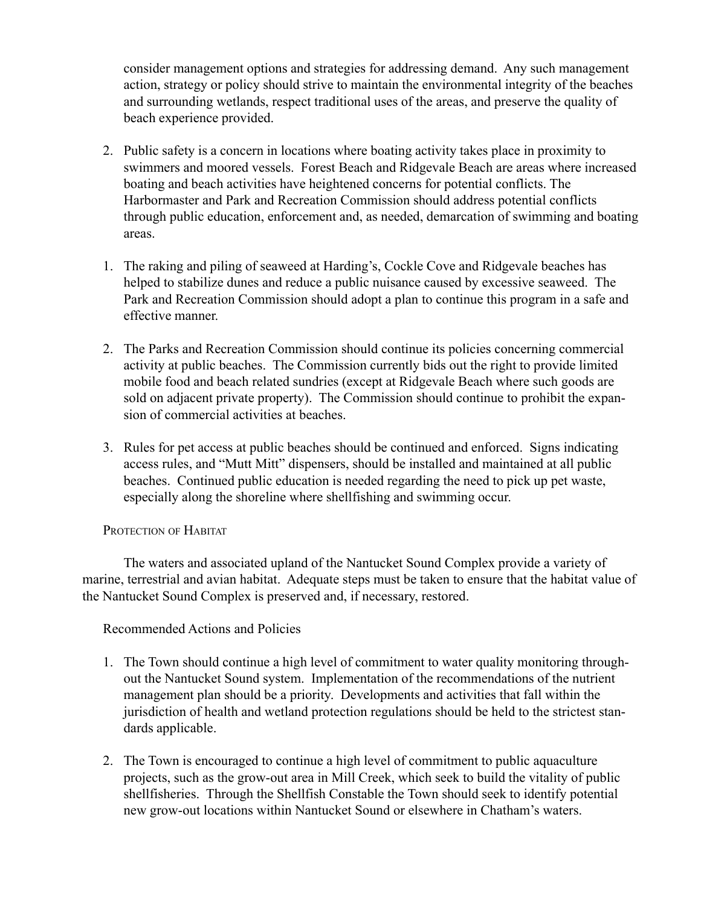consider management options and strategies for addressing demand. Any such management action, strategy or policy should strive to maintain the environmental integrity of the beaches and surrounding wetlands, respect traditional uses of the areas, and preserve the quality of beach experience provided.

2. Public safety is a concern in locations where boating activity takes place in proximity to swimmers and moored vessels. Forest Beach and Ridgevale Beach are areas where increased boating and beach activities have heightened concerns for potential conflicts. The Harbormaster and Park and Recreation Commission should address potential conflicts through public education, enforcement and, as needed, demarcation of swimming and boating areas.

1. The raking and piling of seaweed at Harding's, Cockle Cove and Ridgevale beaches has helped to stabilize dunes and reduce a public nuisance caused by excessive seaweed. The Park and Recreation Commission should adopt a plan to continue this program in a safe and effective manner.

2. The Parks and Recreation Commission should continue its policies concerning commercial activity at public beaches. The Commission currently bids out the right to provide limited mobile food and beach related sundries (except at Ridgevale Beach where such goods are sold on adjacent private property). The Commission should continue to prohibit the expansion of commercial activities at beaches.

3. Rules for pet access at public beaches should be continued and enforced. Signs indicating access rules, and "Mutt Mitt" dispensers, should be installed and maintained at all public beaches. Continued public education is needed regarding the need to pick up pet waste, especially along the shoreline where shellfishing and swimming occur.

#### Protection of Habitat

The waters and associated upland of the Nantucket Sound Complex provide a variety of marine, terrestrial and avian habitat. Adequate steps must be taken to ensure that the habitat value of the Nantucket Sound Complex is preserved and, if necessary, restored.

Recommended Actions and Policies

1. The Town should continue a high level of commitment to water quality monitoring throughout the Nantucket Sound system. Implementation of the recommendations of the nutrient management plan should be a priority. Developments and activities that fall within the jurisdiction of health and wetland protection regulations should be held to the strictest standards applicable.

2. The Town is encouraged to continue a high level of commitment to public aquaculture projects, such as the grow-out area in Mill Creek, which seek to build the vitality of public shellfisheries. Through the Shellfish Constable the Town should seek to identify potential new grow-out locations within Nantucket Sound or elsewhere in Chatham's waters.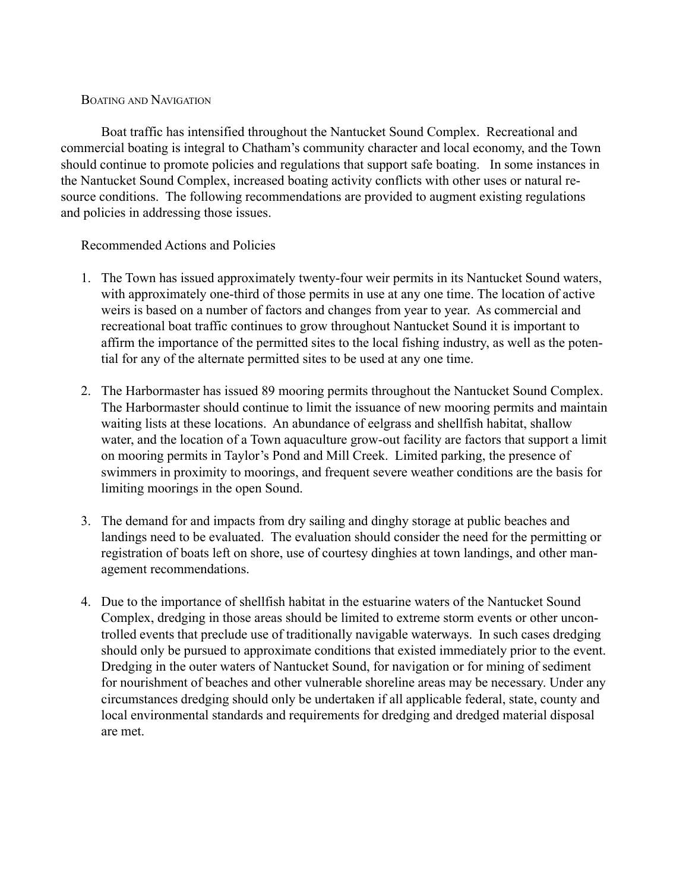## Boating and Navigation

Boat traffic has intensified throughout the Nantucket Sound Complex. Recreational and commercial boating is integral to Chatham's community character and local economy, and the Town should continue to promote policies and regulations that support safe boating. In some instances in the Nantucket Sound Complex, increased boating activity conflicts with other uses or natural resource conditions. The following recommendations are provided to augment existing regulations and policies in addressing those issues.

Recommended Actions and Policies

1. The Town has issued approximately twenty-four weir permits in its Nantucket Sound waters, with approximately one-third of those permits in use at any one time. The location of active weirs is based on a number of factors and changes from year to year. As commercial and recreational boat traffic continues to grow throughout Nantucket Sound it is important to affirm the importance of the permitted sites to the local fishing industry, as well as the potential for any of the alternate permitted sites to be used at any one time.

2. The Harbormaster has issued 89 mooring permits throughout the Nantucket Sound Complex. The Harbormaster should continue to limit the issuance of new mooring permits and maintain waiting lists at these locations. An abundance of eelgrass and shellfish habitat, shallow water, and the location of a Town aquaculture grow-out facility are factors that support a limit on mooring permits in Taylor's Pond and Mill Creek. Limited parking, the presence of swimmers in proximity to moorings, and frequent severe weather conditions are the basis for limiting moorings in the open Sound.

3. The demand for and impacts from dry sailing and dinghy storage at public beaches and landings need to be evaluated. The evaluation should consider the need for the permitting or registration of boats left on shore, use of courtesy dinghies at town landings, and other management recommendations.

4. Due to the importance of shellfish habitat in the estuarine waters of the Nantucket Sound Complex, dredging in those areas should be limited to extreme storm events or other uncontrolled events that preclude use of traditionally navigable waterways. In such cases dredging should only be pursued to approximate conditions that existed immediately prior to the event. Dredging in the outer waters of Nantucket Sound, for navigation or for mining of sediment for nourishment of beaches and other vulnerable shoreline areas may be necessary. Under any circumstances dredging should only be undertaken if all applicable federal, state, county and local environmental standards and requirements for dredging and dredged material disposal are met.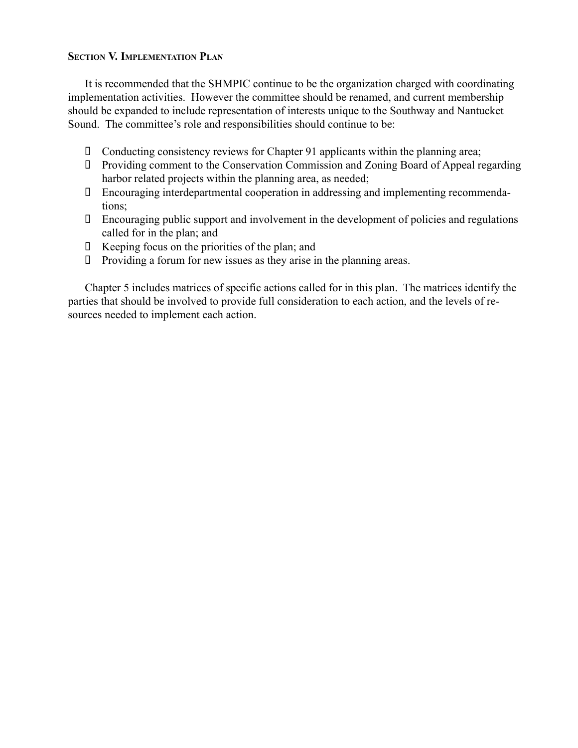## Section V. Implementation Plan

It is recommended that the SHMPIC continue to be the organization charged with coordinating implementation activities. However the committee should be renamed, and current membership should be expanded to include representation of interests unique to the Southway and Nantucket Sound. The committee's role and responsibilities should continue to be:

- Conducting consistency reviews for Chapter 91 applicants within the planning area;
- Providing comment to the Conservation Commission and Zoning Board of Appeal regarding harbor related projects within the planning area, as needed;
- Encouraging interdepartmental cooperation in addressing and implementing recommendations;
- Encouraging public support and involvement in the development of policies and regulations called for in the plan; and
- Keeping focus on the priorities of the plan; and
- Providing a forum for new issues as they arise in the planning areas.

Chapter 5 includes matrices of specific actions called for in this plan. The matrices identify the parties that should be involved to provide full consideration to each action, and the levels of resources needed to implement each action.